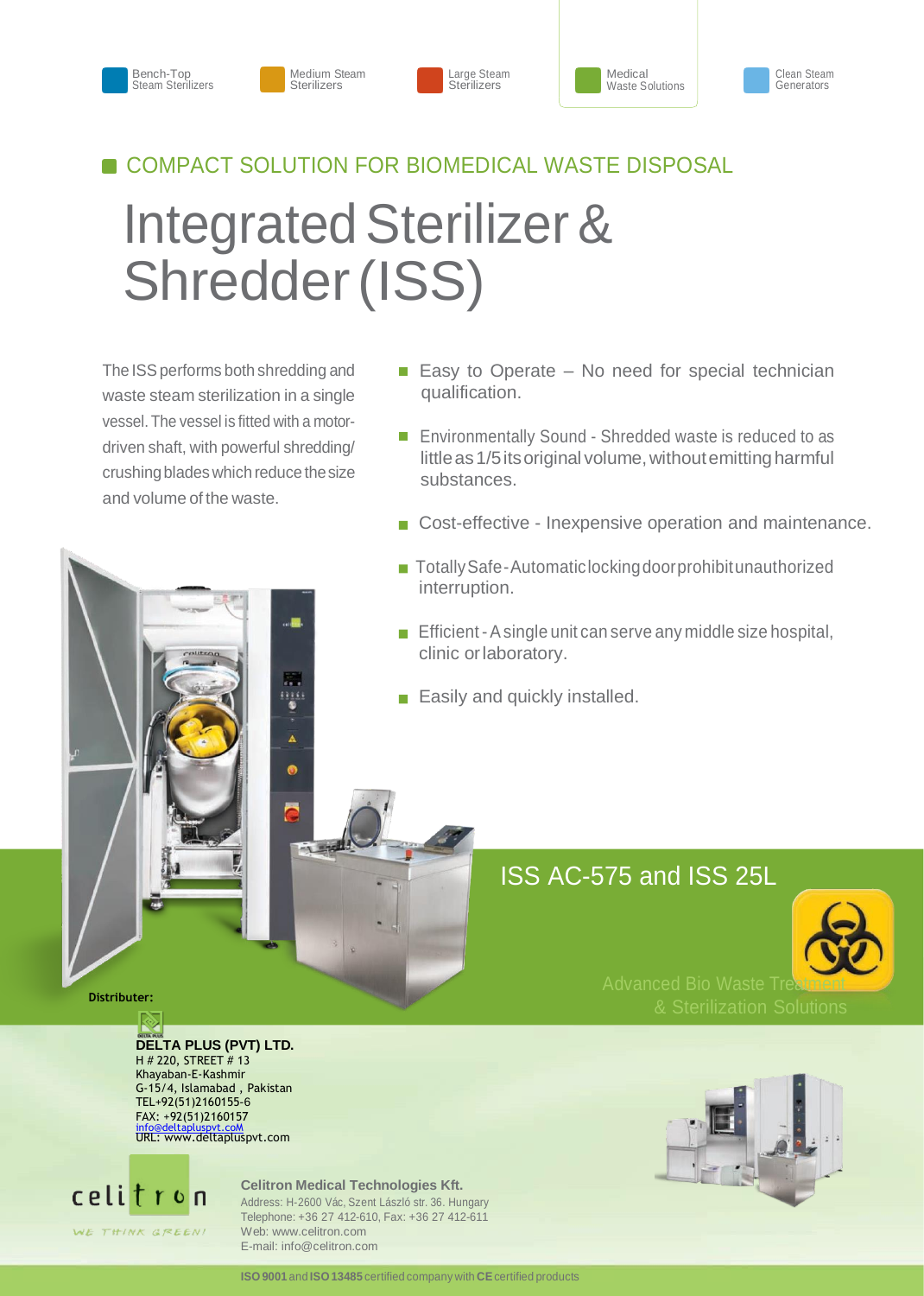Bench-Top Steam Sterilizers | Medium Steam Sterilizers | Large Steam Sterilizers | Medical Waste Solutions | Clean Steam Generators

## COMPACT SOLUTION FOR BIOMEDICAL WASTE DISPOSAL

# Integrated Sterilizer & Shredder (ISS)

The ISS performs both shredding and waste steam sterilization in a single vessel. The vessel is fitted with a motor-driven shaft, with powerful shredding/crushing blades which reduce the size and volume of the waste.

- Easy to Operate – No need for special technician qualification.
- Environmentally Sound - Shredded waste is reduced to as little as 1/5 its original volume, without emitting harmful substances.
- Cost-effective - Inexpensive operation and maintenance.
- Totally Safe - Automatic locking door prohibit unauthorized interruption.
- Efficient - A single unit can serve any middle size hospital, clinic or laboratory.
- Easily and quickly installed.

## ISS AC-575 and ISS 25L

Advanced Bio Waste Treatment & Sterilization Solutions

**Distributer:**

**DELTA PLUS (PVT) LTD.**
H # 220, STREET # 13
Khayaban-E-Kashmir
G-15/4, Islamabad , Pakistan
TEL+92(51)2160155-6
FAX: +92(51)2160157
info@deltapluspvt.coM
URL: www.deltapluspvt.com

celitron
WE THINK GREEN!

**Celitron Medical Technologies Kft.**
Address: H-2600 Vác, Szent László str. 36. Hungary
Telephone: +36 27 412-610, Fax: +36 27 412-611
Web: www.celitron.com
E-mail: info@celitron.com

**ISO 9001** and **ISO 13485** certified company with **CE** certified products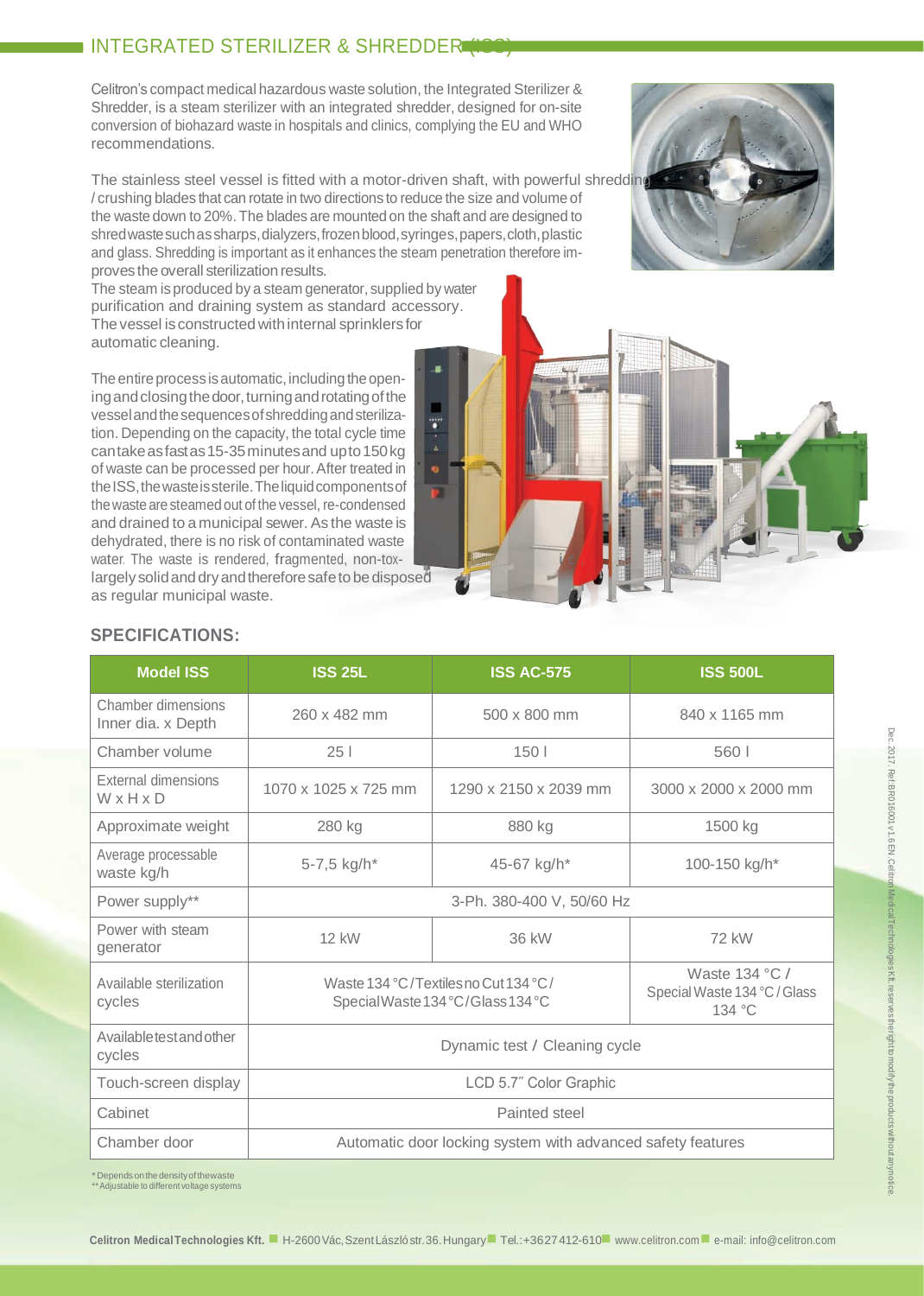# INTEGRATED STERILIZER & SHREDDER (ISS)

Celitron's compact medical hazardous waste solution, the Integrated Sterilizer & Shredder, is a steam sterilizer with an integrated shredder, designed for on-site conversion of biohazard waste in hospitals and clinics, complying the EU and WHO recommendations.

The stainless steel vessel is fitted with a motor-driven shaft, with powerful shredding / crushing blades that can rotate in two directions to reduce the size and volume of the waste down to 20%. The blades are mounted on the shaft and are designed to shred waste such as sharps, dialyzers, frozen blood, syringes, papers, cloth, plastic and glass. Shredding is important as it enhances the steam penetration therefore improves the overall sterilization results.
The steam is produced by a steam generator, supplied by water purification and draining system as standard accessory.
The vessel is constructed with internal sprinklers for automatic cleaning.

The entire process is automatic, including the opening and closing the door, turning and rotating of the vessel and the sequences of shredding and sterilization. Depending on the capacity, the total cycle time can take as fast as 15-35 minutes and up to 150 kg of waste can be processed per hour. After treated in the ISS, the waste is sterile. The liquid components of the waste are steamed out of the vessel, re-condensed and drained to a municipal sewer. As the waste is dehydrated, there is no risk of contaminated waste water. The waste is rendered, fragmented, non-toxic, largely solid and dry and therefore safe to be disposed as regular municipal waste.

## SPECIFICATIONS:

| Model ISS | ISS 25L | ISS AC-575 | ISS 500L |
|---|---|---|---|
| Chamber dimensions Inner dia. x Depth | 260 x 482 mm | 500 x 800 mm | 840 x 1165 mm |
| Chamber volume | 25 l | 150 l | 560 l |
| External dimensions W x H x D | 1070 x 1025 x 725 mm | 1290 x 2150 x 2039 mm | 3000 x 2000 x 2000 mm |
| Approximate weight | 280 kg | 880 kg | 1500 kg |
| Average processable waste kg/h | 5-7,5 kg/h* | 45-67 kg/h* | 100-150 kg/h* |
| Power supply** | 3-Ph. 380-400 V, 50/60 Hz | | |
| Power with steam generator | 12 kW | 36 kW | 72 kW |
| Available sterilization cycles | Waste 134 °C / Textiles no Cut 134 °C / Special Waste 134 °C / Glass 134 °C | | Waste 134 °C / Special Waste 134 °C / Glass 134 °C |
| Available test and other cycles | Dynamic test / Cleaning cycle | | |
| Touch-screen display | LCD 5.7˝ Color Graphic | | |
| Cabinet | Painted steel | | |
| Chamber door | Automatic door locking system with advanced safety features | | |

\* Depends on the density of the waste
\*\* Adjustable to different voltage systems

Dec. 2017. Ref.BR01600 v1.6 EN. Celitron Medical Technologies Kft. reserves the right to modify the products without any notice.

**Celitron Medical Technologies Kft.** H-2600 Vác, Szent László str. 36. Hungary Tel.: +3627 412-610 www.celitron.com e-mail: info@celitron.com